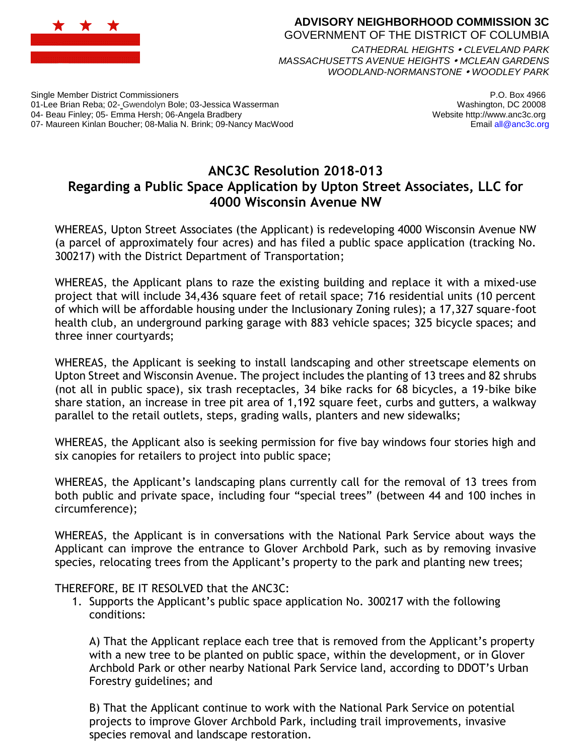**ADVISORY NEIGHBORHOOD COMMISSION 3C**
GOVERNMENT OF THE DISTRICT OF COLUMBIA

*CATHEDRAL HEIGHTS • CLEVELAND PARK*
*MASSACHUSETTS AVENUE HEIGHTS • MCLEAN GARDENS*
*WOODLAND-NORMANSTONE • WOODLEY PARK*

Single Member District Commissioners
01-Lee Brian Reba; 02- Gwendolyn Bole; 03-Jessica Wasserman
04- Beau Finley; 05- Emma Hersh; 06-Angela Bradbery
07- Maureen Kinlan Boucher; 08-Malia N. Brink; 09-Nancy MacWood

P.O. Box 4966
Washington, DC 20008
Website http://www.anc3c.org
Email all@anc3c.org

# ANC3C Resolution 2018-013
## Regarding a Public Space Application by Upton Street Associates, LLC for 4000 Wisconsin Avenue NW

WHEREAS, Upton Street Associates (the Applicant) is redeveloping 4000 Wisconsin Avenue NW (a parcel of approximately four acres) and has filed a public space application (tracking No. 300217) with the District Department of Transportation;

WHEREAS, the Applicant plans to raze the existing building and replace it with a mixed-use project that will include 34,436 square feet of retail space; 716 residential units (10 percent of which will be affordable housing under the Inclusionary Zoning rules); a 17,327 square-foot health club, an underground parking garage with 883 vehicle spaces; 325 bicycle spaces; and three inner courtyards;

WHEREAS, the Applicant is seeking to install landscaping and other streetscape elements on Upton Street and Wisconsin Avenue. The project includes the planting of 13 trees and 82 shrubs (not all in public space), six trash receptacles, 34 bike racks for 68 bicycles, a 19-bike bike share station, an increase in tree pit area of 1,192 square feet, curbs and gutters, a walkway parallel to the retail outlets, steps, grading walls, planters and new sidewalks;

WHEREAS, the Applicant also is seeking permission for five bay windows four stories high and six canopies for retailers to project into public space;

WHEREAS, the Applicant's landscaping plans currently call for the removal of 13 trees from both public and private space, including four "special trees" (between 44 and 100 inches in circumference);

WHEREAS, the Applicant is in conversations with the National Park Service about ways the Applicant can improve the entrance to Glover Archbold Park, such as by removing invasive species, relocating trees from the Applicant's property to the park and planting new trees;

THEREFORE, BE IT RESOLVED that the ANC3C:

1. Supports the Applicant's public space application No. 300217 with the following conditions:

   A) That the Applicant replace each tree that is removed from the Applicant's property with a new tree to be planted on public space, within the development, or in Glover Archbold Park or other nearby National Park Service land, according to DDOT's Urban Forestry guidelines; and

   B) That the Applicant continue to work with the National Park Service on potential projects to improve Glover Archbold Park, including trail improvements, invasive species removal and landscape restoration.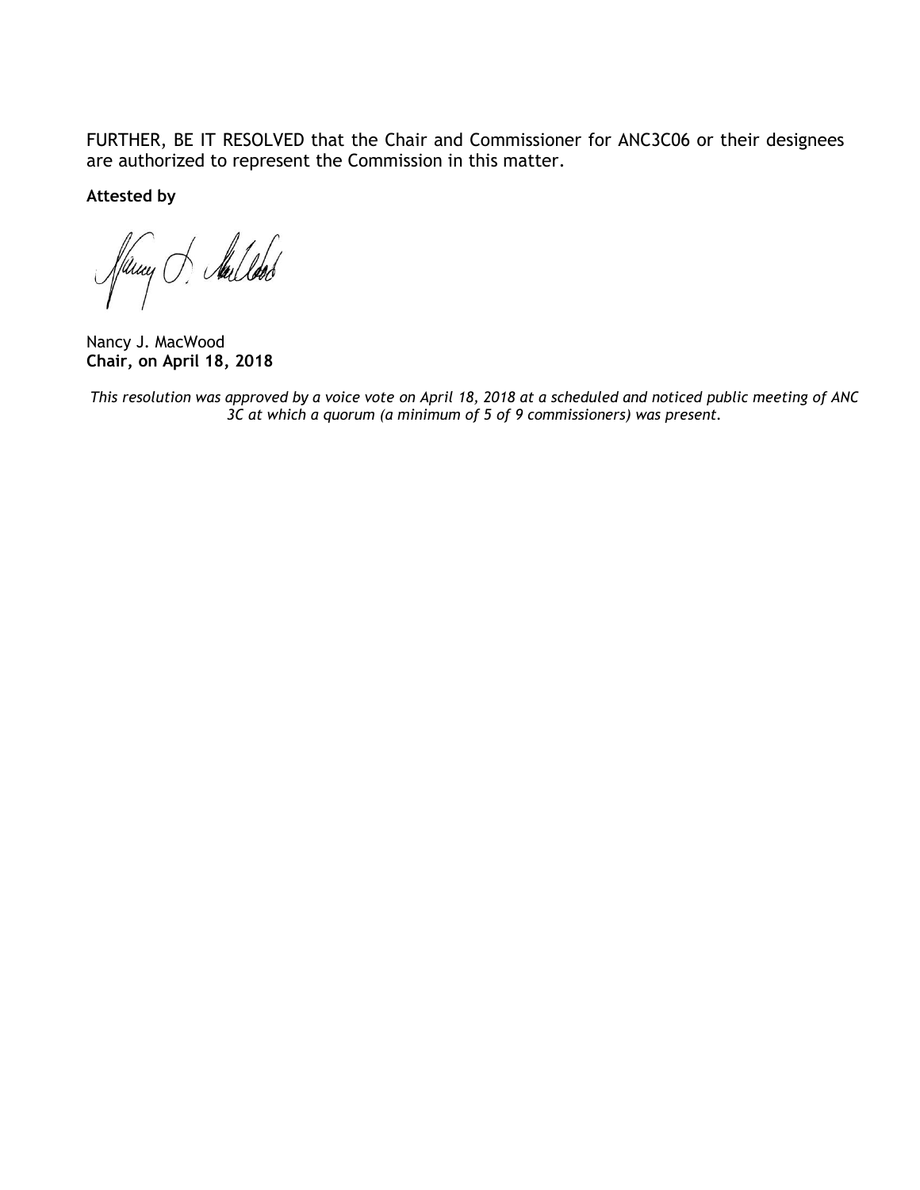FURTHER, BE IT RESOLVED that the Chair and Commissioner for ANC3C06 or their designees are authorized to represent the Commission in this matter.

**Attested by**

Nancy J. MacWood
**Chair, on April 18, 2018**

*This resolution was approved by a voice vote on April 18, 2018 at a scheduled and noticed public meeting of ANC 3C at which a quorum (a minimum of 5 of 9 commissioners) was present.*